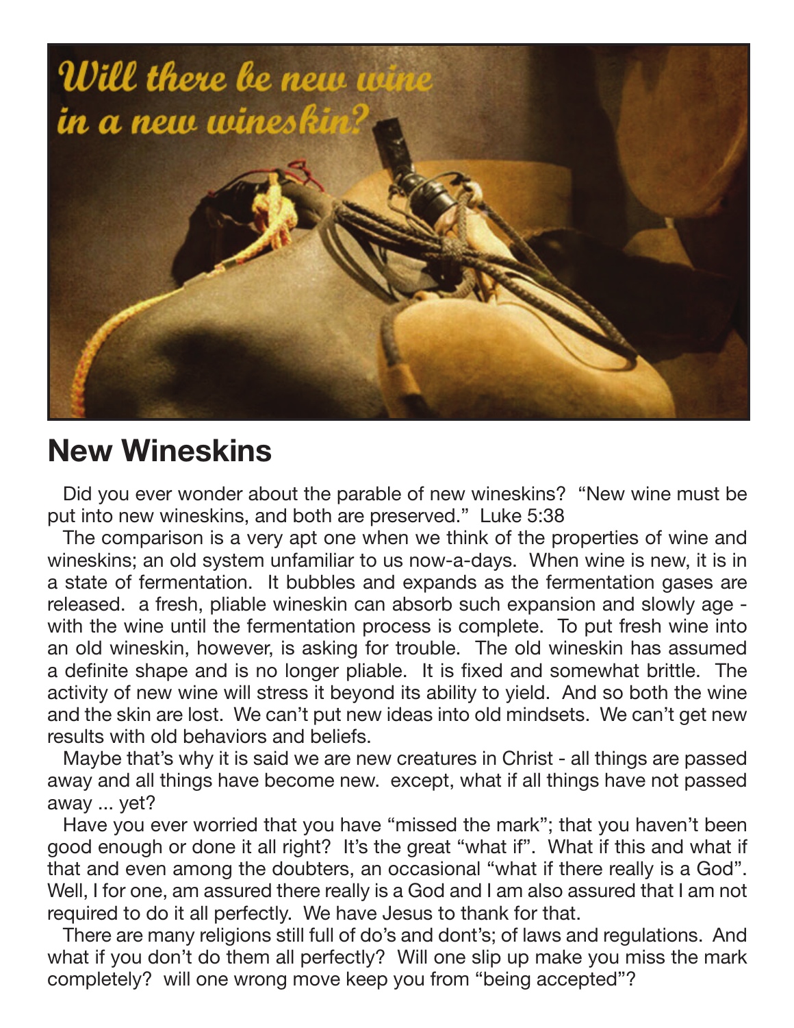*Will there be new wine in a new wineskin?*

## New Wineskins

Did you ever wonder about the parable of new wineskins? "New wine must be put into new wineskins, and both are preserved." Luke 5:38

The comparison is a very apt one when we think of the properties of wine and wineskins; an old system unfamiliar to us now-a-days. When wine is new, it is in a state of fermentation. It bubbles and expands as the fermentation gases are released. a fresh, pliable wineskin can absorb such expansion and slowly age - with the wine until the fermentation process is complete. To put fresh wine into an old wineskin, however, is asking for trouble. The old wineskin has assumed a definite shape and is no longer pliable. It is fixed and somewhat brittle. The activity of new wine will stress it beyond its ability to yield. And so both the wine and the skin are lost. We can't put new ideas into old mindsets. We can't get new results with old behaviors and beliefs.

Maybe that's why it is said we are new creatures in Christ - all things are passed away and all things have become new. except, what if all things have not passed away ... yet?

Have you ever worried that you have "missed the mark"; that you haven't been good enough or done it all right? It's the great "what if". What if this and what if that and even among the doubters, an occasional "what if there really is a God". Well, I for one, am assured there really is a God and I am also assured that I am not required to do it all perfectly. We have Jesus to thank for that.

There are many religions still full of do's and dont's; of laws and regulations. And what if you don't do them all perfectly? Will one slip up make you miss the mark completely? will one wrong move keep you from "being accepted"?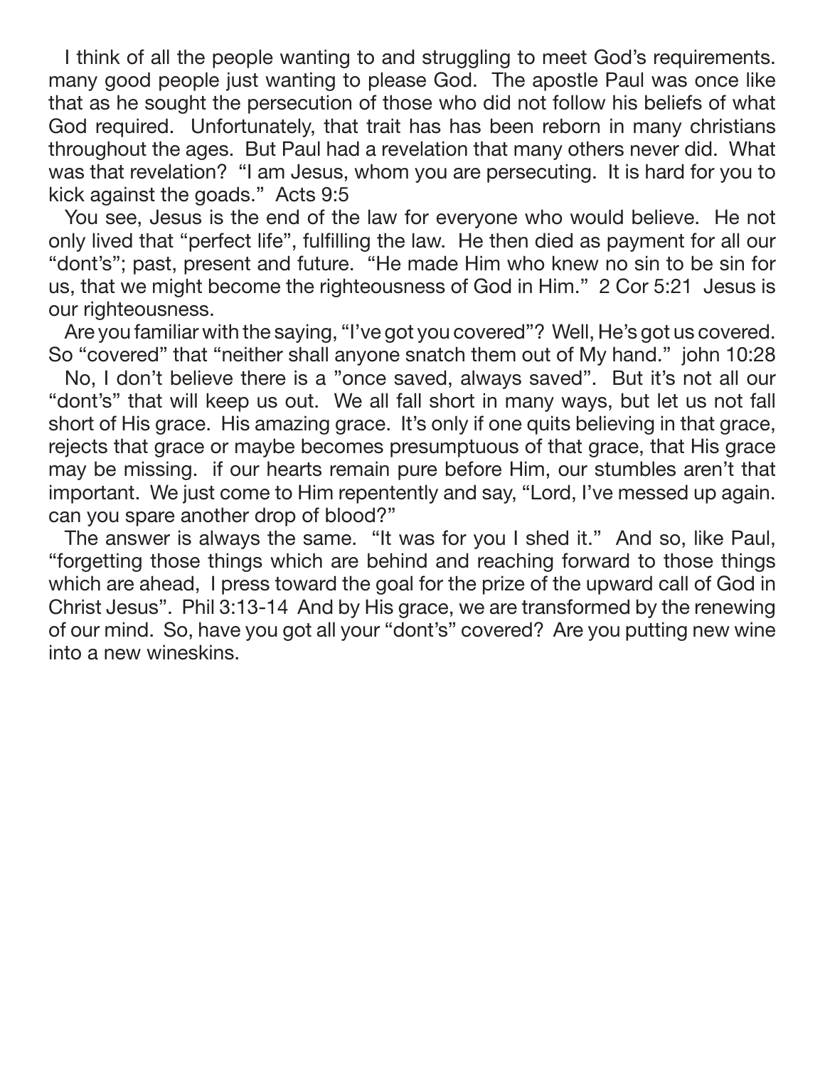I think of all the people wanting to and struggling to meet God's requirements. many good people just wanting to please God. The apostle Paul was once like that as he sought the persecution of those who did not follow his beliefs of what God required. Unfortunately, that trait has has been reborn in many christians throughout the ages. But Paul had a revelation that many others never did. What was that revelation? "I am Jesus, whom you are persecuting. It is hard for you to kick against the goads." Acts 9:5

You see, Jesus is the end of the law for everyone who would believe. He not only lived that "perfect life", fulfilling the law. He then died as payment for all our "dont's"; past, present and future. "He made Him who knew no sin to be sin for us, that we might become the righteousness of God in Him." 2 Cor 5:21 Jesus is our righteousness.

Are you familiar with the saying, "I've got you covered"? Well, He's got us covered. So "covered" that "neither shall anyone snatch them out of My hand." john 10:28

No, I don't believe there is a "once saved, always saved". But it's not all our "dont's" that will keep us out. We all fall short in many ways, but let us not fall short of His grace. His amazing grace. It's only if one quits believing in that grace, rejects that grace or maybe becomes presumptuous of that grace, that His grace may be missing. if our hearts remain pure before Him, our stumbles aren't that important. We just come to Him repentently and say, "Lord, I've messed up again. can you spare another drop of blood?"

The answer is always the same. "It was for you I shed it." And so, like Paul, "forgetting those things which are behind and reaching forward to those things which are ahead, I press toward the goal for the prize of the upward call of God in Christ Jesus". Phil 3:13-14 And by His grace, we are transformed by the renewing of our mind. So, have you got all your "dont's" covered? Are you putting new wine into a new wineskins.